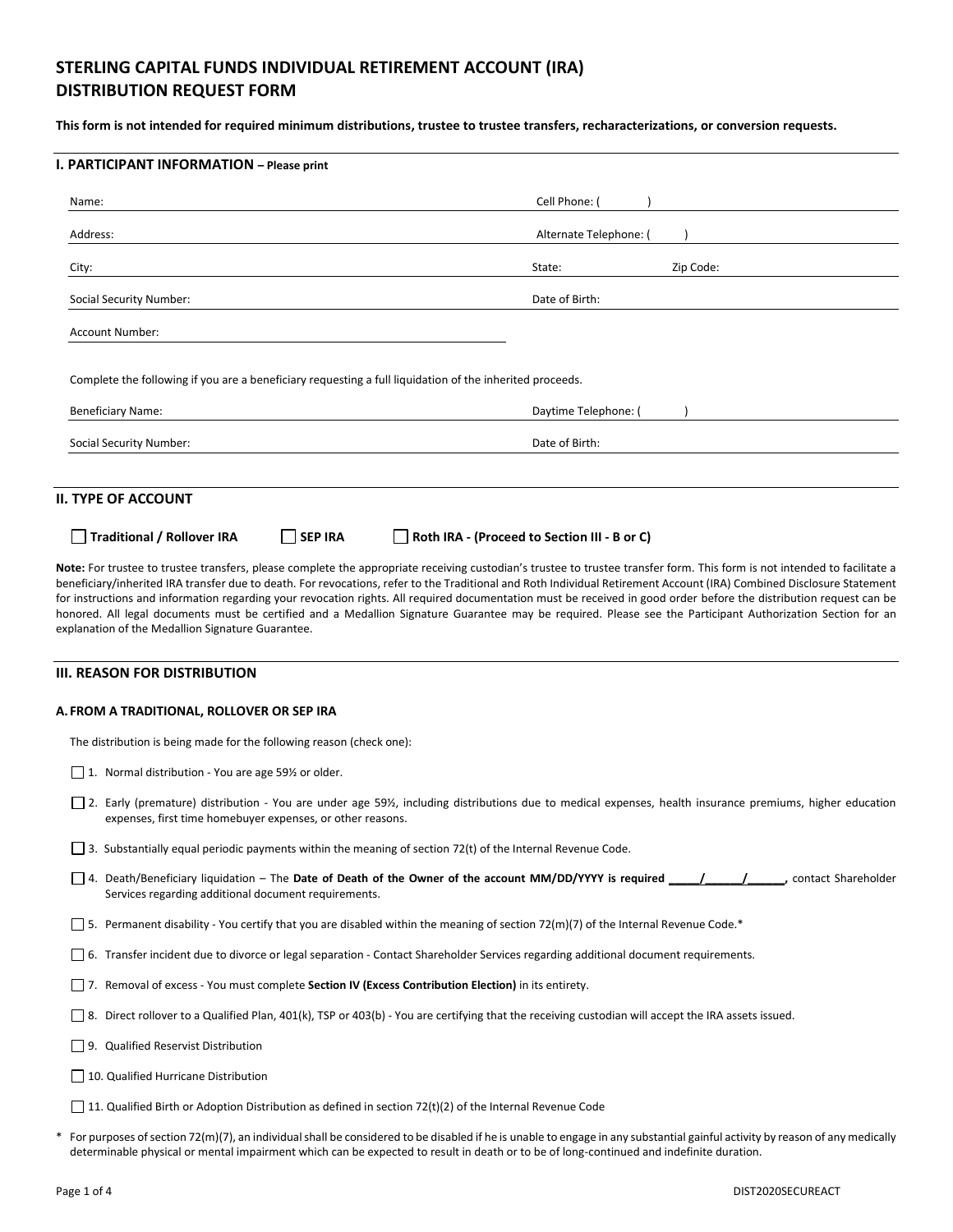# STERLING CAPITAL FUNDS INDIVIDUAL RETIREMENT ACCOUNT (IRA) DISTRIBUTION REQUEST FORM

**This form is not intended for required minimum distributions, trustee to trustee transfers, recharacterizations, or conversion requests.**

## I. PARTICIPANT INFORMATION – Please print

Name: ______________________ Cell Phone: ( )

Address: ______________________ Alternate Telephone: ( )

City: ______________________ State: ______ Zip Code: ______

Social Security Number: ______________________ Date of Birth: ______

Account Number: ______________________

Complete the following if you are a beneficiary requesting a full liquidation of the inherited proceeds.

Beneficiary Name: ______________________ Daytime Telephone: ( )

Social Security Number: ______________________ Date of Birth: ______

## II. TYPE OF ACCOUNT

☐ **Traditional / Rollover IRA** ☐ **SEP IRA** ☐ **Roth IRA - (Proceed to Section III - B or C)**

**Note:** For trustee to trustee transfers, please complete the appropriate receiving custodian's trustee to trustee transfer form. This form is not intended to facilitate a beneficiary/inherited IRA transfer due to death. For revocations, refer to the Traditional and Roth Individual Retirement Account (IRA) Combined Disclosure Statement for instructions and information regarding your revocation rights. All required documentation must be received in good order before the distribution request can be honored. All legal documents must be certified and a Medallion Signature Guarantee may be required. Please see the Participant Authorization Section for an explanation of the Medallion Signature Guarantee.

## III. REASON FOR DISTRIBUTION

### A. FROM A TRADITIONAL, ROLLOVER OR SEP IRA

The distribution is being made for the following reason (check one):

☐ 1. Normal distribution - You are age 59½ or older.

☐ 2. Early (premature) distribution - You are under age 59½, including distributions due to medical expenses, health insurance premiums, higher education expenses, first time homebuyer expenses, or other reasons.

☐ 3. Substantially equal periodic payments within the meaning of section 72(t) of the Internal Revenue Code.

☐ 4. Death/Beneficiary liquidation – The **Date of Death of the Owner of the account MM/DD/YYYY is required _____/______/______,** contact Shareholder Services regarding additional document requirements.

☐ 5. Permanent disability - You certify that you are disabled within the meaning of section 72(m)(7) of the Internal Revenue Code.*

☐ 6. Transfer incident due to divorce or legal separation - Contact Shareholder Services regarding additional document requirements.

☐ 7. Removal of excess - You must complete **Section IV (Excess Contribution Election)** in its entirety.

☐ 8. Direct rollover to a Qualified Plan, 401(k), TSP or 403(b) - You are certifying that the receiving custodian will accept the IRA assets issued.

☐ 9. Qualified Reservist Distribution

☐ 10. Qualified Hurricane Distribution

☐ 11. Qualified Birth or Adoption Distribution as defined in section 72(t)(2) of the Internal Revenue Code

\* For purposes of section 72(m)(7), an individual shall be considered to be disabled if he is unable to engage in any substantial gainful activity by reason of any medically determinable physical or mental impairment which can be expected to result in death or to be of long-continued and indefinite duration.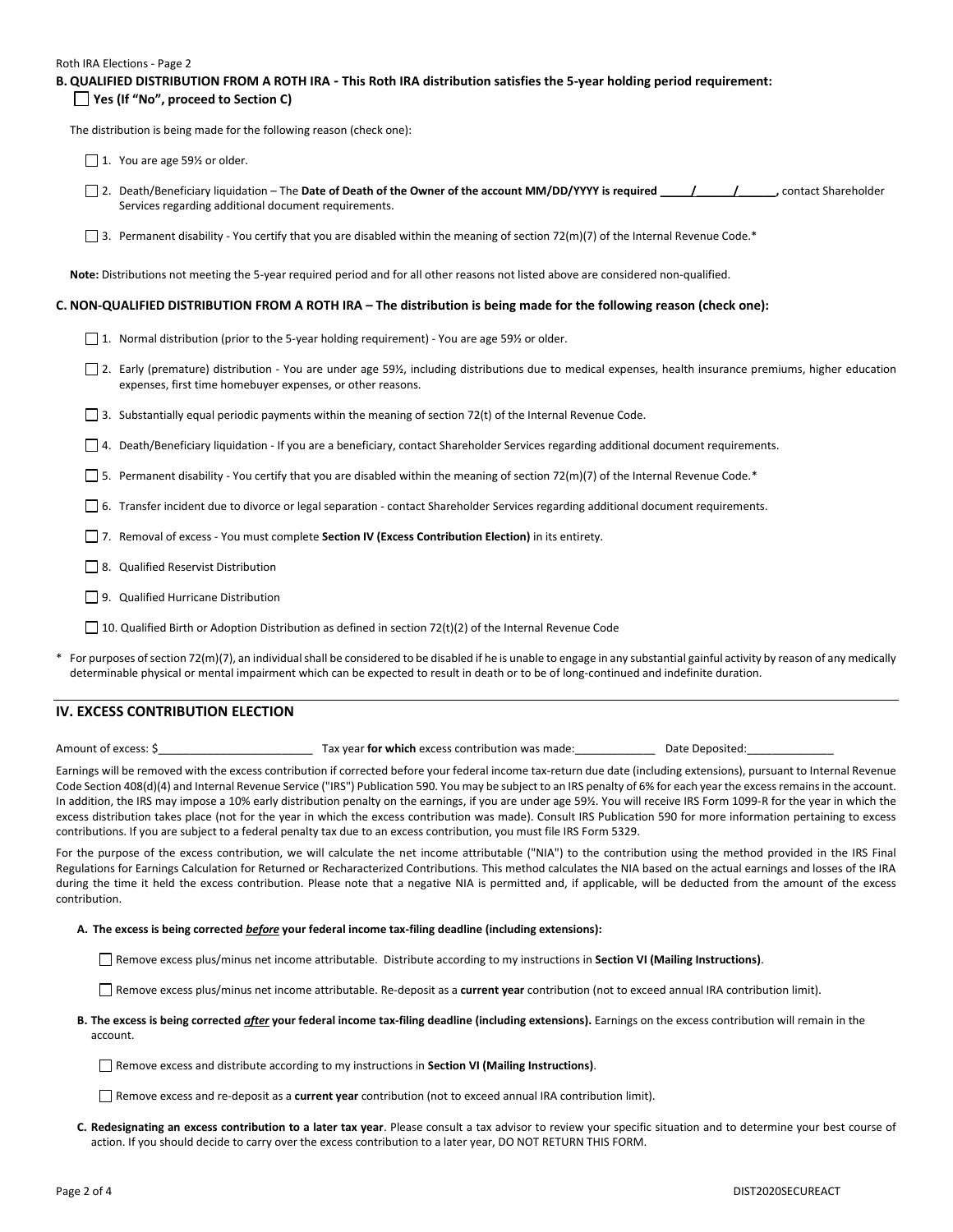Roth IRA Elections - Page 2

**B. QUALIFIED DISTRIBUTION FROM A ROTH IRA - This Roth IRA distribution satisfies the 5-year holding period requirement:**

☐ **Yes (If "No", proceed to Section C)**

The distribution is being made for the following reason (check one):

☐ 1. You are age 59½ or older.

☐ 2. Death/Beneficiary liquidation – The **Date of Death of the Owner of the account MM/DD/YYYY is required \_\_\_\_\_/\_\_\_\_\_\_/\_\_\_\_\_\_,** contact Shareholder Services regarding additional document requirements.

☐ 3. Permanent disability - You certify that you are disabled within the meaning of section 72(m)(7) of the Internal Revenue Code.*

**Note:** Distributions not meeting the 5-year required period and for all other reasons not listed above are considered non-qualified.

**C. NON-QUALIFIED DISTRIBUTION FROM A ROTH IRA – The distribution is being made for the following reason (check one):**

☐ 1. Normal distribution (prior to the 5-year holding requirement) - You are age 59½ or older.

☐ 2. Early (premature) distribution - You are under age 59½, including distributions due to medical expenses, health insurance premiums, higher education expenses, first time homebuyer expenses, or other reasons.

☐ 3. Substantially equal periodic payments within the meaning of section 72(t) of the Internal Revenue Code.

☐ 4. Death/Beneficiary liquidation - If you are a beneficiary, contact Shareholder Services regarding additional document requirements.

☐ 5. Permanent disability - You certify that you are disabled within the meaning of section 72(m)(7) of the Internal Revenue Code.*

☐ 6. Transfer incident due to divorce or legal separation - contact Shareholder Services regarding additional document requirements.

☐ 7. Removal of excess - You must complete **Section IV (Excess Contribution Election)** in its entirety.

☐ 8. Qualified Reservist Distribution

☐ 9. Qualified Hurricane Distribution

☐ 10. Qualified Birth or Adoption Distribution as defined in section 72(t)(2) of the Internal Revenue Code

\* For purposes of section 72(m)(7), an individual shall be considered to be disabled if he is unable to engage in any substantial gainful activity by reason of any medically determinable physical or mental impairment which can be expected to result in death or to be of long-continued and indefinite duration.

## IV. EXCESS CONTRIBUTION ELECTION

Amount of excess: $\_\_\_\_\_\_\_\_\_\_\_\_\_\_\_\_\_\_\_\_\_\_\_\_\_ Tax year **for which** excess contribution was made:\_\_\_\_\_\_\_\_\_\_\_\_\_ Date Deposited:\_\_\_\_\_\_\_\_\_\_\_\_\_\_

Earnings will be removed with the excess contribution if corrected before your federal income tax-return due date (including extensions), pursuant to Internal Revenue Code Section 408(d)(4) and Internal Revenue Service ("IRS") Publication 590. You may be subject to an IRS penalty of 6% for each year the excess remains in the account. In addition, the IRS may impose a 10% early distribution penalty on the earnings, if you are under age 59½. You will receive IRS Form 1099-R for the year in which the excess distribution takes place (not for the year in which the excess contribution was made). Consult IRS Publication 590 for more information pertaining to excess contributions. If you are subject to a federal penalty tax due to an excess contribution, you must file IRS Form 5329.

For the purpose of the excess contribution, we will calculate the net income attributable ("NIA") to the contribution using the method provided in the IRS Final Regulations for Earnings Calculation for Returned or Recharacterized Contributions. This method calculates the NIA based on the actual earnings and losses of the IRA during the time it held the excess contribution. Please note that a negative NIA is permitted and, if applicable, will be deducted from the amount of the excess contribution.

**A. The excess is being corrected *before* your federal income tax-filing deadline (including extensions):**

☐ Remove excess plus/minus net income attributable. Distribute according to my instructions in **Section VI (Mailing Instructions)**.

☐ Remove excess plus/minus net income attributable. Re-deposit as a **current year** contribution (not to exceed annual IRA contribution limit).

**B. The excess is being corrected *after* your federal income tax-filing deadline (including extensions).** Earnings on the excess contribution will remain in the account.

☐ Remove excess and distribute according to my instructions in **Section VI (Mailing Instructions)**.

☐ Remove excess and re-deposit as a **current year** contribution (not to exceed annual IRA contribution limit).

**C. Redesignating an excess contribution to a later tax year**. Please consult a tax advisor to review your specific situation and to determine your best course of action. If you should decide to carry over the excess contribution to a later year, DO NOT RETURN THIS FORM.

DIST2020SECUREACT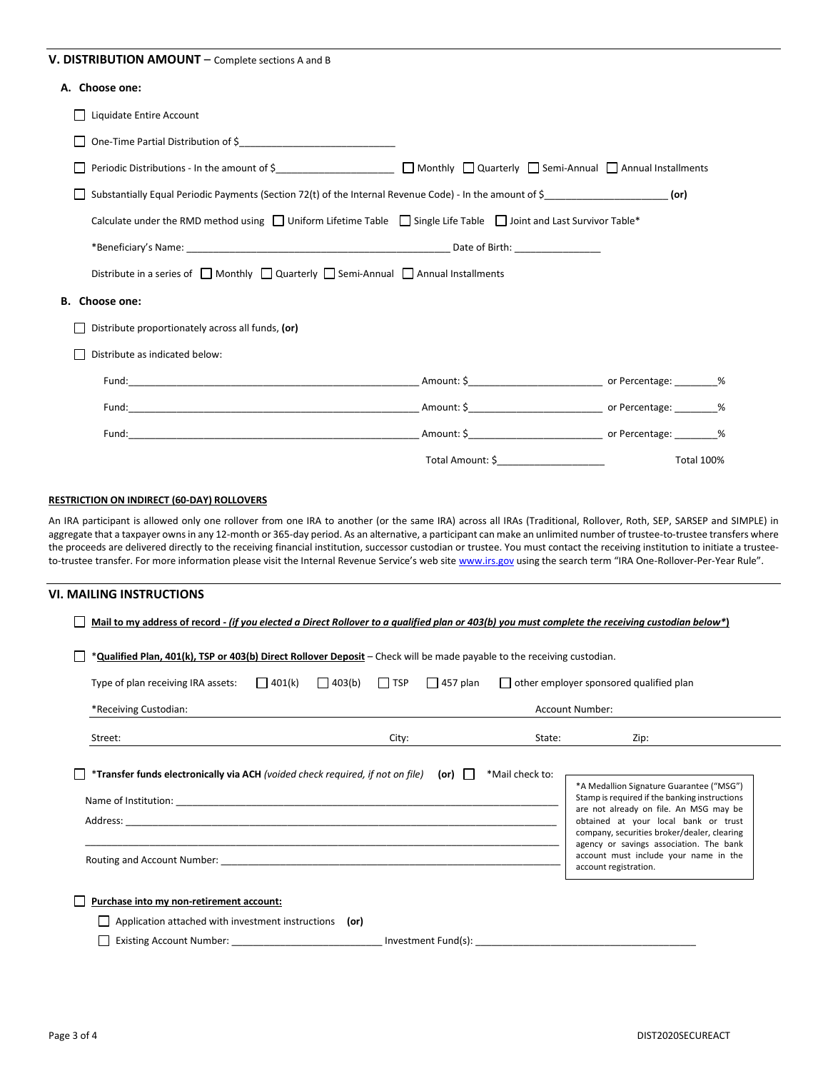## V. DISTRIBUTION AMOUNT – Complete sections A and B

**A. Choose one:**

☐ Liquidate Entire Account

☐ One-Time Partial Distribution of $____________________________

☐ Periodic Distributions - In the amount of $_____________________ ☐ Monthly ☐ Quarterly ☐ Semi-Annual ☐ Annual Installments

☐ Substantially Equal Periodic Payments (Section 72(t) of the Internal Revenue Code) - In the amount of $______________________ **(or)**

Calculate under the RMD method using ☐ Uniform Lifetime Table ☐ Single Life Table ☐ Joint and Last Survivor Table*

*Beneficiary's Name: ________________________________________________ Date of Birth: ________________

Distribute in a series of ☐ Monthly ☐ Quarterly ☐ Semi-Annual ☐ Annual Installments

**B. Choose one:**

☐ Distribute proportionately across all funds, **(or)**

☐ Distribute as indicated below:

Fund:______________________________________________________ Amount: $________________________ or Percentage: ________%

Fund:______________________________________________________ Amount: $________________________ or Percentage: ________%

Fund:______________________________________________________ Amount: $________________________ or Percentage: ________%

Total Amount: $___________________ Total 100%

**RESTRICTION ON INDIRECT (60-DAY) ROLLOVERS**

An IRA participant is allowed only one rollover from one IRA to another (or the same IRA) across all IRAs (Traditional, Rollover, Roth, SEP, SARSEP and SIMPLE) in aggregate that a taxpayer owns in any 12-month or 365-day period. As an alternative, a participant can make an unlimited number of trustee-to-trustee transfers where the proceeds are delivered directly to the receiving financial institution, successor custodian or trustee. You must contact the receiving institution to initiate a trustee-to-trustee transfer. For more information please visit the Internal Revenue Service's web site www.irs.gov using the search term "IRA One-Rollover-Per-Year Rule".

## VI. MAILING INSTRUCTIONS

☐ **Mail to my address of record** - ***(if you elected a Direct Rollover to a qualified plan or 403(b) you must complete the receiving custodian below*)***

☐ ***Qualified Plan, 401(k), TSP or 403(b) Direct Rollover Deposit** – Check will be made payable to the receiving custodian.

Type of plan receiving IRA assets: ☐ 401(k) ☐ 403(b) ☐ TSP ☐ 457 plan ☐ other employer sponsored qualified plan

*Receiving Custodian: ______________________ Account Number: ______________________

Street: ______________________ City: ______________________ State: __________ Zip: __________

☐ ***Transfer funds electronically via ACH** *(voided check required, if not on file)* **(or)** ☐ *Mail check to:

Name of Institution: ______________________________________________________________________

Address: ______________________________________________________________________________

_______________________________________________________________________________________

Routing and Account Number: ____________________________________________________________

*A Medallion Signature Guarantee ("MSG") Stamp is required if the banking instructions are not already on file. An MSG may be obtained at your local bank or trust company, securities broker/dealer, clearing agency or savings association. The bank account must include your name in the account registration.

☐ **Purchase into my non-retirement account:**

☐ Application attached with investment instructions **(or)**

☐ Existing Account Number: ___________________________ Investment Fund(s): _________________________________________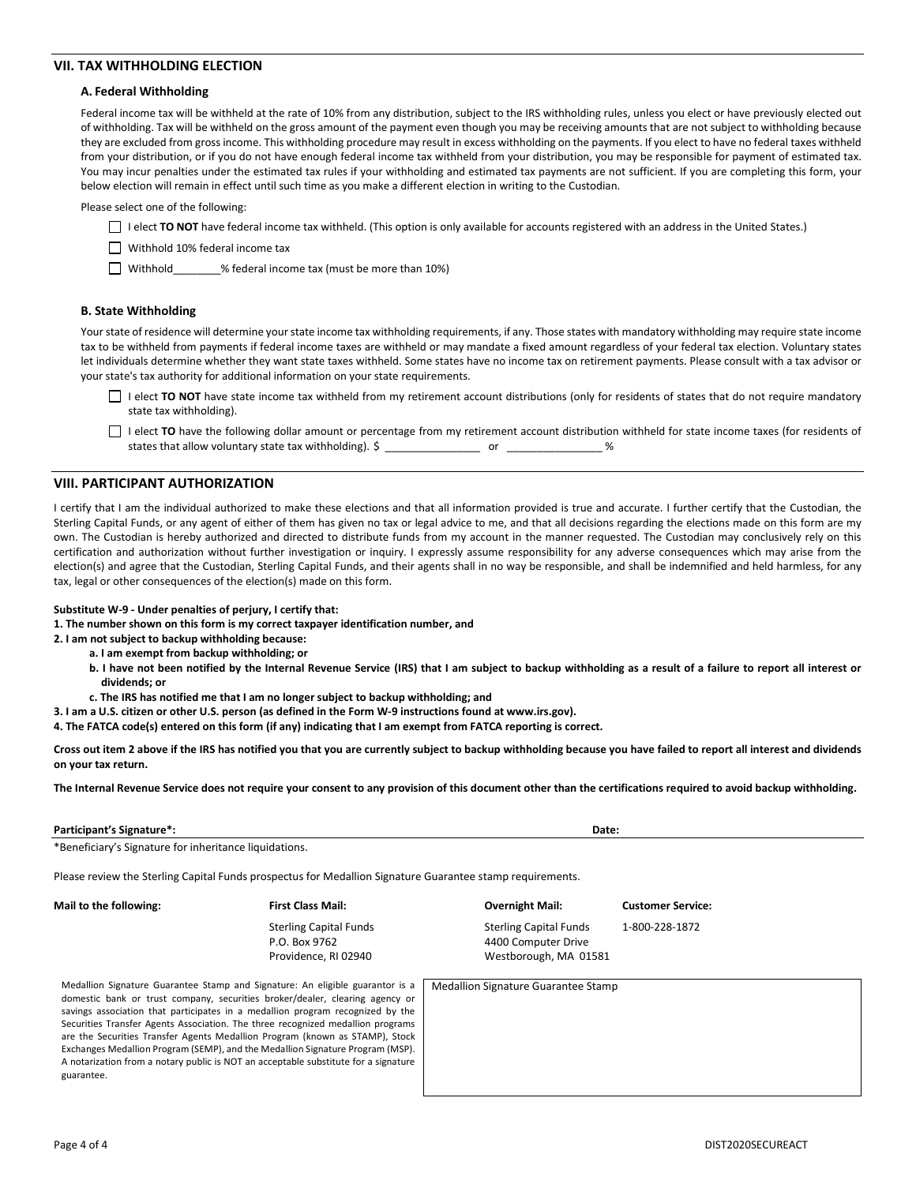## VII. TAX WITHHOLDING ELECTION

### A. Federal Withholding

Federal income tax will be withheld at the rate of 10% from any distribution, subject to the IRS withholding rules, unless you elect or have previously elected out of withholding. Tax will be withheld on the gross amount of the payment even though you may be receiving amounts that are not subject to withholding because they are excluded from gross income. This withholding procedure may result in excess withholding on the payments. If you elect to have no federal taxes withheld from your distribution, or if you do not have enough federal income tax withheld from your distribution, you may be responsible for payment of estimated tax. You may incur penalties under the estimated tax rules if your withholding and estimated tax payments are not sufficient. If you are completing this form, your below election will remain in effect until such time as you make a different election in writing to the Custodian.

Please select one of the following:

- ☐ I elect **TO NOT** have federal income tax withheld. (This option is only available for accounts registered with an address in the United States.)
- ☐ Withhold 10% federal income tax
- ☐ Withhold________% federal income tax (must be more than 10%)

### B. State Withholding

Your state of residence will determine your state income tax withholding requirements, if any. Those states with mandatory withholding may require state income tax to be withheld from payments if federal income taxes are withheld or may mandate a fixed amount regardless of your federal tax election. Voluntary states let individuals determine whether they want state taxes withheld. Some states have no income tax on retirement payments. Please consult with a tax advisor or your state's tax authority for additional information on your state requirements.

- ☐ I elect **TO NOT** have state income tax withheld from my retirement account distributions (only for residents of states that do not require mandatory state tax withholding).
- ☐ I elect **TO** have the following dollar amount or percentage from my retirement account distribution withheld for state income taxes (for residents of states that allow voluntary state tax withholding). $ _______________ or _______________ %

## VIII. PARTICIPANT AUTHORIZATION

I certify that I am the individual authorized to make these elections and that all information provided is true and accurate. I further certify that the Custodian, the Sterling Capital Funds, or any agent of either of them has given no tax or legal advice to me, and that all decisions regarding the elections made on this form are my own. The Custodian is hereby authorized and directed to distribute funds from my account in the manner requested. The Custodian may conclusively rely on this certification and authorization without further investigation or inquiry. I expressly assume responsibility for any adverse consequences which may arise from the election(s) and agree that the Custodian, Sterling Capital Funds, and their agents shall in no way be responsible, and shall be indemnified and held harmless, for any tax, legal or other consequences of the election(s) made on this form.

**Substitute W-9 - Under penalties of perjury, I certify that:**

**1. The number shown on this form is my correct taxpayer identification number, and**

**2. I am not subject to backup withholding because:**

- **a. I am exempt from backup withholding; or**
- **b. I have not been notified by the Internal Revenue Service (IRS) that I am subject to backup withholding as a result of a failure to report all interest or dividends; or**
- **c. The IRS has notified me that I am no longer subject to backup withholding; and**

**3. I am a U.S. citizen or other U.S. person (as defined in the Form W-9 instructions found at www.irs.gov).**

**4. The FATCA code(s) entered on this form (if any) indicating that I am exempt from FATCA reporting is correct.**

**Cross out item 2 above if the IRS has notified you that you are currently subject to backup withholding because you have failed to report all interest and dividends on your tax return.**

**The Internal Revenue Service does not require your consent to any provision of this document other than the certifications required to avoid backup withholding.**

**Participant's Signature*:** **Date:**

*Beneficiary's Signature for inheritance liquidations.

Please review the Sterling Capital Funds prospectus for Medallion Signature Guarantee stamp requirements.

| **Mail to the following:** | **First Class Mail:** | **Overnight Mail:** | **Customer Service:** |
|---|---|---|---|
| | Sterling Capital Funds<br>P.O. Box 9762<br>Providence, RI 02940 | Sterling Capital Funds<br>4400 Computer Drive<br>Westborough, MA 01581 | 1-800-228-1872 |

Medallion Signature Guarantee Stamp and Signature: An eligible guarantor is a domestic bank or trust company, securities broker/dealer, clearing agency or savings association that participates in a medallion program recognized by the Securities Transfer Agents Association. The three recognized medallion programs are the Securities Transfer Agents Medallion Program (known as STAMP), Stock Exchanges Medallion Program (SEMP), and the Medallion Signature Program (MSP). A notarization from a notary public is NOT an acceptable substitute for a signature guarantee.

Medallion Signature Guarantee Stamp

DIST2020SECUREACT